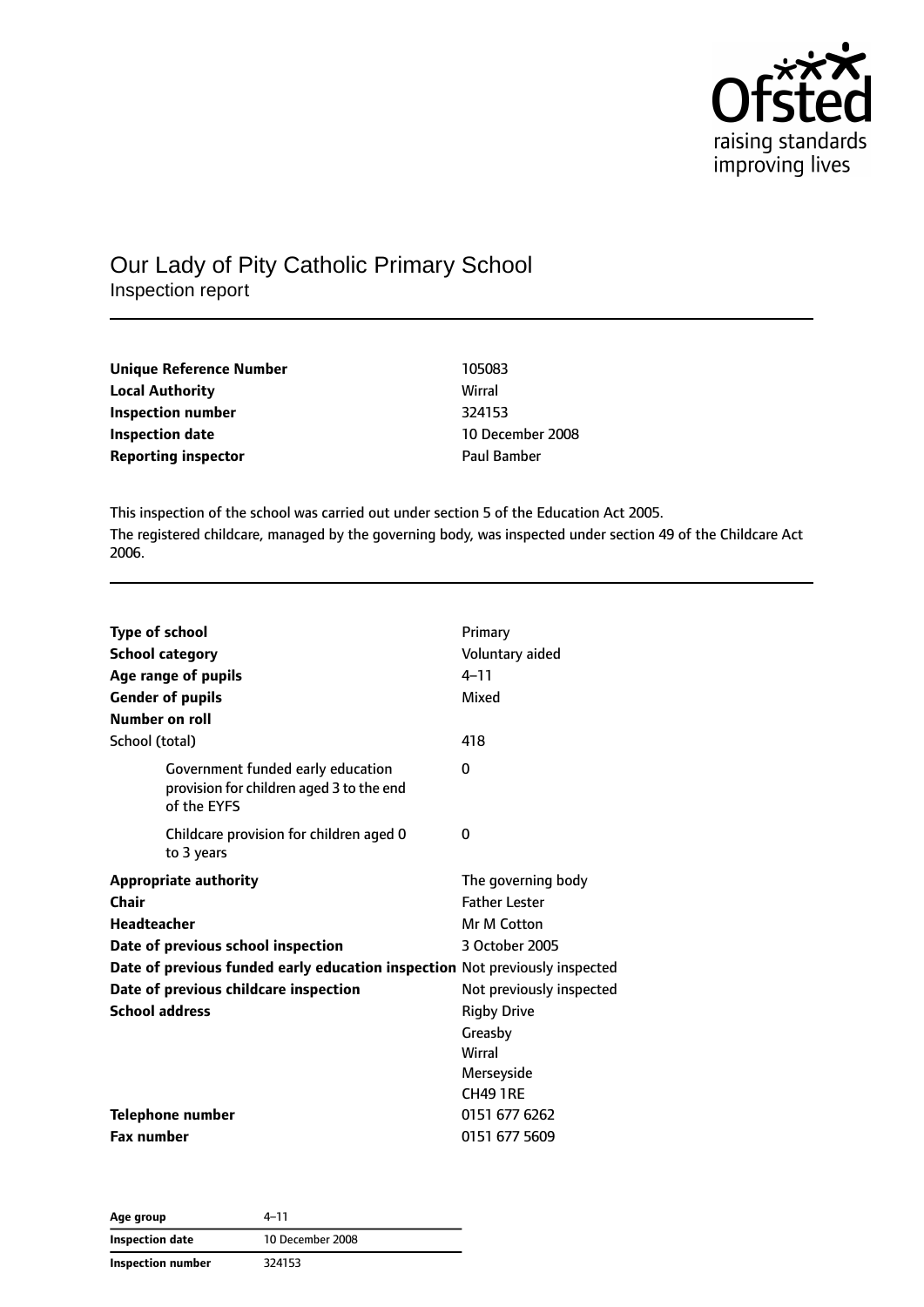Ofsted
raising standards
improving lives

# Our Lady of Pity Catholic Primary School

Inspection report

| | |
|---|---|
| **Unique Reference Number** | 105083 |
| **Local Authority** | Wirral |
| **Inspection number** | 324153 |
| **Inspection date** | 10 December 2008 |
| **Reporting inspector** | Paul Bamber |

This inspection of the school was carried out under section 5 of the Education Act 2005.
The registered childcare, managed by the governing body, was inspected under section 49 of the Childcare Act 2006.

| | |
|---|---|
| **Type of school** | Primary |
| **School category** | Voluntary aided |
| **Age range of pupils** | 4–11 |
| **Gender of pupils** | Mixed |
| **Number on roll** | |
| School (total) | 418 |
| Government funded early education provision for children aged 3 to the end of the EYFS | 0 |
| Childcare provision for children aged 0 to 3 years | 0 |
| **Appropriate authority** | The governing body |
| **Chair** | Father Lester |
| **Headteacher** | Mr M Cotton |
| **Date of previous school inspection** | 3 October 2005 |
| **Date of previous funded early education inspection** | Not previously inspected |
| **Date of previous childcare inspection** | Not previously inspected |
| **School address** | Rigby Drive<br>Greasby<br>Wirral<br>Merseyside<br>CH49 1RE |
| **Telephone number** | 0151 677 6262 |
| **Fax number** | 0151 677 5609 |

| | |
|---|---|
| **Age group** | 4–11 |
| **Inspection date** | 10 December 2008 |
| **Inspection number** | 324153 |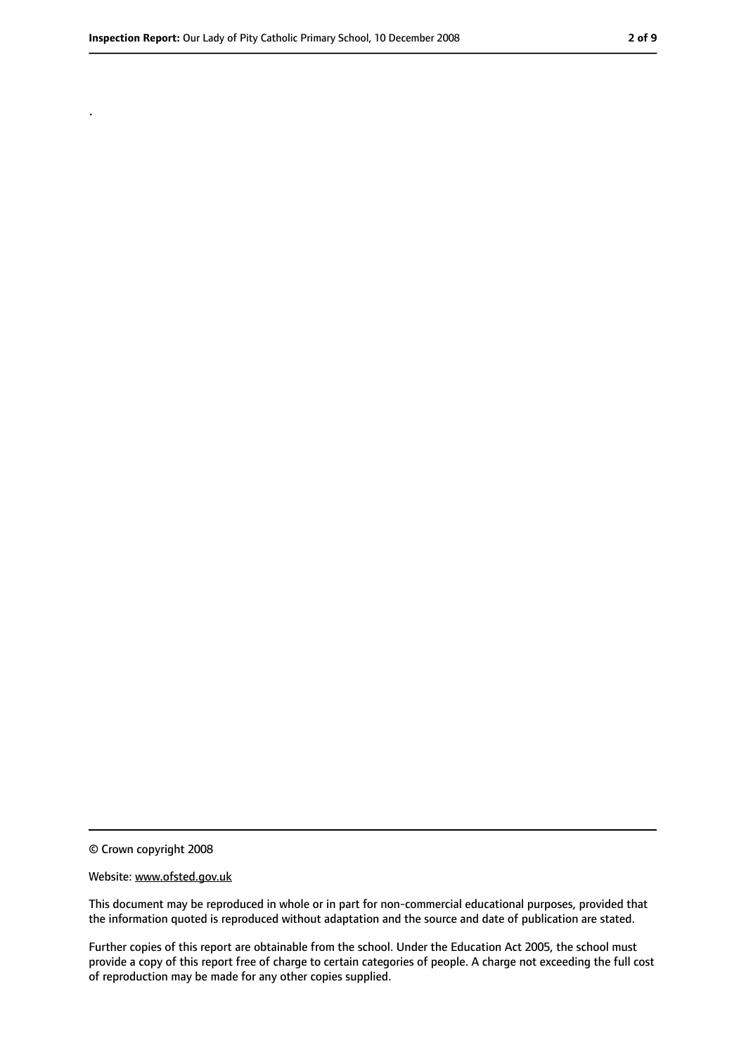.

© Crown copyright 2008

Website: www.ofsted.gov.uk

This document may be reproduced in whole or in part for non-commercial educational purposes, provided that the information quoted is reproduced without adaptation and the source and date of publication are stated.

Further copies of this report are obtainable from the school. Under the Education Act 2005, the school must provide a copy of this report free of charge to certain categories of people. A charge not exceeding the full cost of reproduction may be made for any other copies supplied.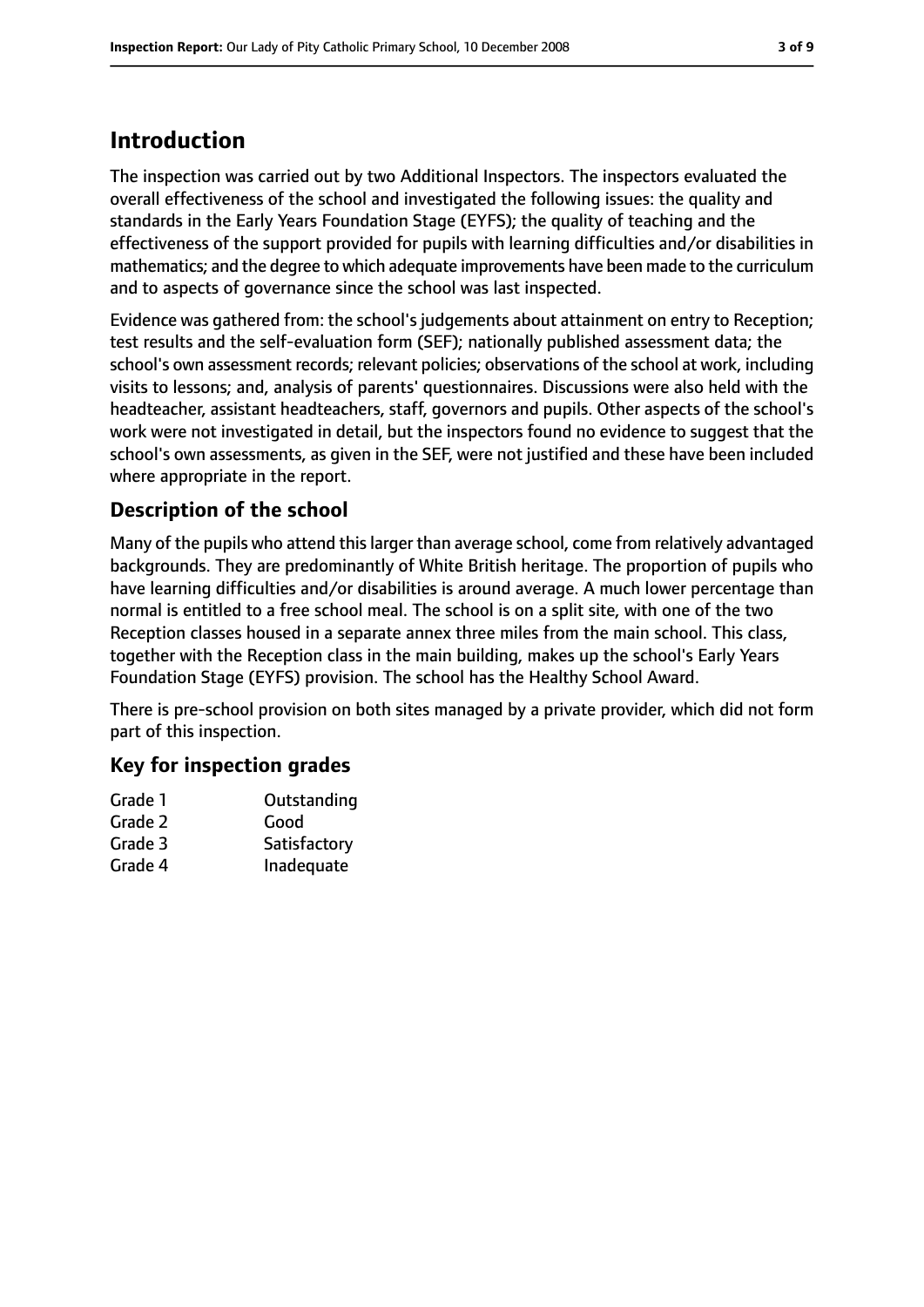# Introduction

The inspection was carried out by two Additional Inspectors. The inspectors evaluated the overall effectiveness of the school and investigated the following issues: the quality and standards in the Early Years Foundation Stage (EYFS); the quality of teaching and the effectiveness of the support provided for pupils with learning difficulties and/or disabilities in mathematics; and the degree to which adequate improvements have been made to the curriculum and to aspects of governance since the school was last inspected.

Evidence was gathered from: the school's judgements about attainment on entry to Reception; test results and the self-evaluation form (SEF); nationally published assessment data; the school's own assessment records; relevant policies; observations of the school at work, including visits to lessons; and, analysis of parents' questionnaires. Discussions were also held with the headteacher, assistant headteachers, staff, governors and pupils. Other aspects of the school's work were not investigated in detail, but the inspectors found no evidence to suggest that the school's own assessments, as given in the SEF, were not justified and these have been included where appropriate in the report.

## Description of the school

Many of the pupils who attend this larger than average school, come from relatively advantaged backgrounds. They are predominantly of White British heritage. The proportion of pupils who have learning difficulties and/or disabilities is around average. A much lower percentage than normal is entitled to a free school meal. The school is on a split site, with one of the two Reception classes housed in a separate annex three miles from the main school. This class, together with the Reception class in the main building, makes up the school's Early Years Foundation Stage (EYFS) provision. The school has the Healthy School Award.

There is pre-school provision on both sites managed by a private provider, which did not form part of this inspection.

## Key for inspection grades

| | |
|---|---|
| Grade 1 | Outstanding |
| Grade 2 | Good |
| Grade 3 | Satisfactory |
| Grade 4 | Inadequate |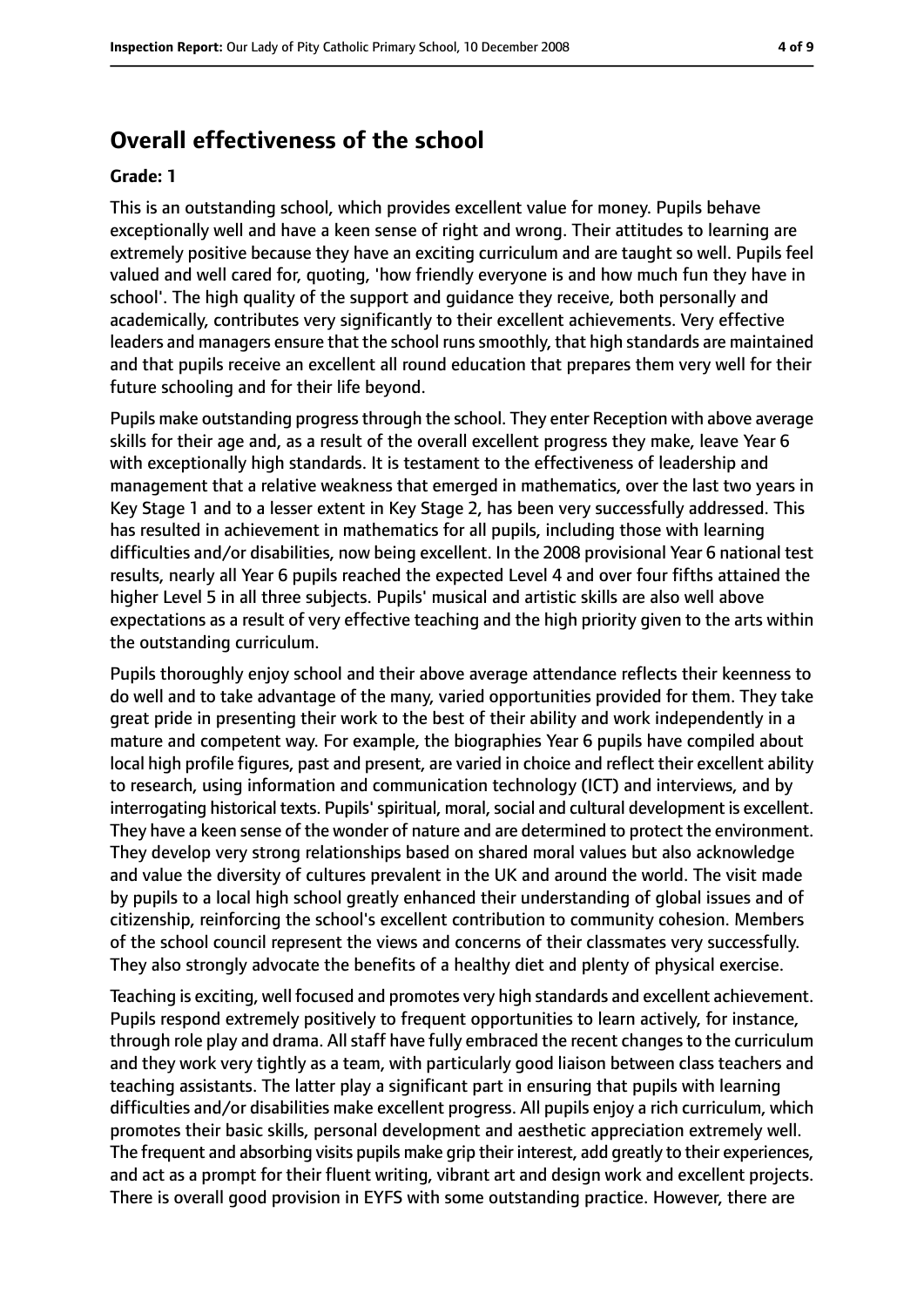## Overall effectiveness of the school

**Grade: 1**

This is an outstanding school, which provides excellent value for money. Pupils behave exceptionally well and have a keen sense of right and wrong. Their attitudes to learning are extremely positive because they have an exciting curriculum and are taught so well. Pupils feel valued and well cared for, quoting, 'how friendly everyone is and how much fun they have in school'. The high quality of the support and guidance they receive, both personally and academically, contributes very significantly to their excellent achievements. Very effective leaders and managers ensure that the school runs smoothly, that high standards are maintained and that pupils receive an excellent all round education that prepares them very well for their future schooling and for their life beyond.

Pupils make outstanding progress through the school. They enter Reception with above average skills for their age and, as a result of the overall excellent progress they make, leave Year 6 with exceptionally high standards. It is testament to the effectiveness of leadership and management that a relative weakness that emerged in mathematics, over the last two years in Key Stage 1 and to a lesser extent in Key Stage 2, has been very successfully addressed. This has resulted in achievement in mathematics for all pupils, including those with learning difficulties and/or disabilities, now being excellent. In the 2008 provisional Year 6 national test results, nearly all Year 6 pupils reached the expected Level 4 and over four fifths attained the higher Level 5 in all three subjects. Pupils' musical and artistic skills are also well above expectations as a result of very effective teaching and the high priority given to the arts within the outstanding curriculum.

Pupils thoroughly enjoy school and their above average attendance reflects their keenness to do well and to take advantage of the many, varied opportunities provided for them. They take great pride in presenting their work to the best of their ability and work independently in a mature and competent way. For example, the biographies Year 6 pupils have compiled about local high profile figures, past and present, are varied in choice and reflect their excellent ability to research, using information and communication technology (ICT) and interviews, and by interrogating historical texts. Pupils' spiritual, moral, social and cultural development is excellent. They have a keen sense of the wonder of nature and are determined to protect the environment. They develop very strong relationships based on shared moral values but also acknowledge and value the diversity of cultures prevalent in the UK and around the world. The visit made by pupils to a local high school greatly enhanced their understanding of global issues and of citizenship, reinforcing the school's excellent contribution to community cohesion. Members of the school council represent the views and concerns of their classmates very successfully. They also strongly advocate the benefits of a healthy diet and plenty of physical exercise.

Teaching is exciting, well focused and promotes very high standards and excellent achievement. Pupils respond extremely positively to frequent opportunities to learn actively, for instance, through role play and drama. All staff have fully embraced the recent changes to the curriculum and they work very tightly as a team, with particularly good liaison between class teachers and teaching assistants. The latter play a significant part in ensuring that pupils with learning difficulties and/or disabilities make excellent progress. All pupils enjoy a rich curriculum, which promotes their basic skills, personal development and aesthetic appreciation extremely well. The frequent and absorbing visits pupils make grip their interest, add greatly to their experiences, and act as a prompt for their fluent writing, vibrant art and design work and excellent projects. There is overall good provision in EYFS with some outstanding practice. However, there are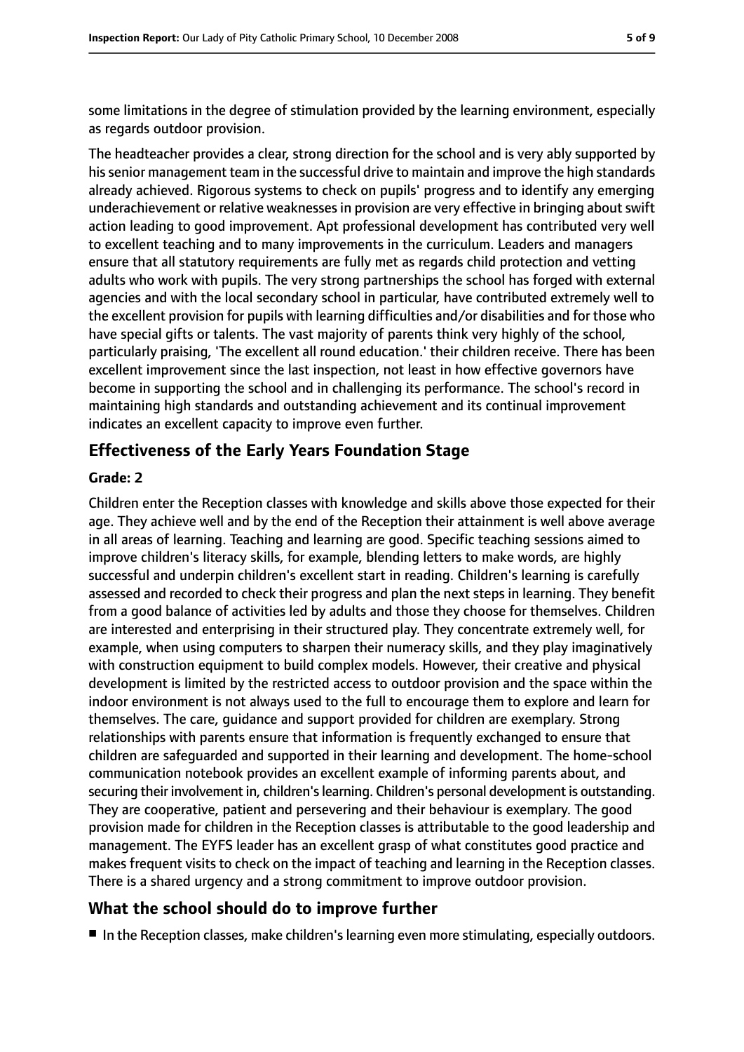some limitations in the degree of stimulation provided by the learning environment, especially as regards outdoor provision.

The headteacher provides a clear, strong direction for the school and is very ably supported by his senior management team in the successful drive to maintain and improve the high standards already achieved. Rigorous systems to check on pupils' progress and to identify any emerging underachievement or relative weaknesses in provision are very effective in bringing about swift action leading to good improvement. Apt professional development has contributed very well to excellent teaching and to many improvements in the curriculum. Leaders and managers ensure that all statutory requirements are fully met as regards child protection and vetting adults who work with pupils. The very strong partnerships the school has forged with external agencies and with the local secondary school in particular, have contributed extremely well to the excellent provision for pupils with learning difficulties and/or disabilities and for those who have special gifts or talents. The vast majority of parents think very highly of the school, particularly praising, 'The excellent all round education.' their children receive. There has been excellent improvement since the last inspection, not least in how effective governors have become in supporting the school and in challenging its performance. The school's record in maintaining high standards and outstanding achievement and its continual improvement indicates an excellent capacity to improve even further.

## Effectiveness of the Early Years Foundation Stage

**Grade: 2**

Children enter the Reception classes with knowledge and skills above those expected for their age. They achieve well and by the end of the Reception their attainment is well above average in all areas of learning. Teaching and learning are good. Specific teaching sessions aimed to improve children's literacy skills, for example, blending letters to make words, are highly successful and underpin children's excellent start in reading. Children's learning is carefully assessed and recorded to check their progress and plan the next steps in learning. They benefit from a good balance of activities led by adults and those they choose for themselves. Children are interested and enterprising in their structured play. They concentrate extremely well, for example, when using computers to sharpen their numeracy skills, and they play imaginatively with construction equipment to build complex models. However, their creative and physical development is limited by the restricted access to outdoor provision and the space within the indoor environment is not always used to the full to encourage them to explore and learn for themselves. The care, guidance and support provided for children are exemplary. Strong relationships with parents ensure that information is frequently exchanged to ensure that children are safeguarded and supported in their learning and development. The home-school communication notebook provides an excellent example of informing parents about, and securing their involvement in, children's learning. Children's personal development is outstanding. They are cooperative, patient and persevering and their behaviour is exemplary. The good provision made for children in the Reception classes is attributable to the good leadership and management. The EYFS leader has an excellent grasp of what constitutes good practice and makes frequent visits to check on the impact of teaching and learning in the Reception classes. There is a shared urgency and a strong commitment to improve outdoor provision.

## What the school should do to improve further

- In the Reception classes, make children's learning even more stimulating, especially outdoors.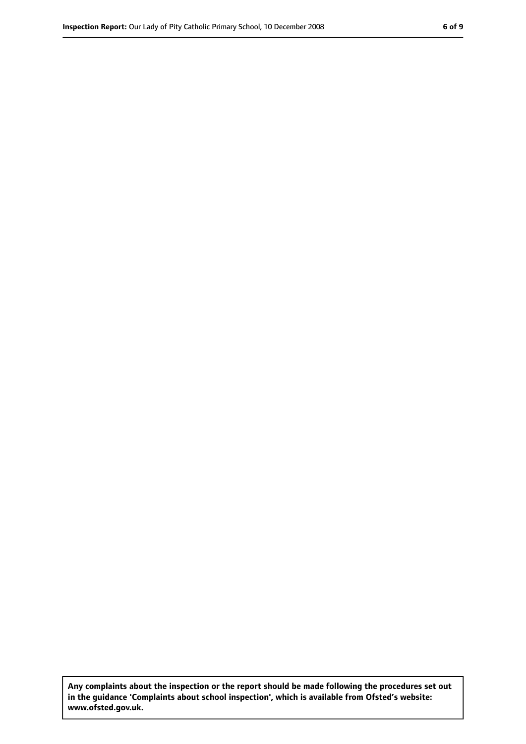**Any complaints about the inspection or the report should be made following the procedures set out in the guidance 'Complaints about school inspection', which is available from Ofsted's website: www.ofsted.gov.uk.**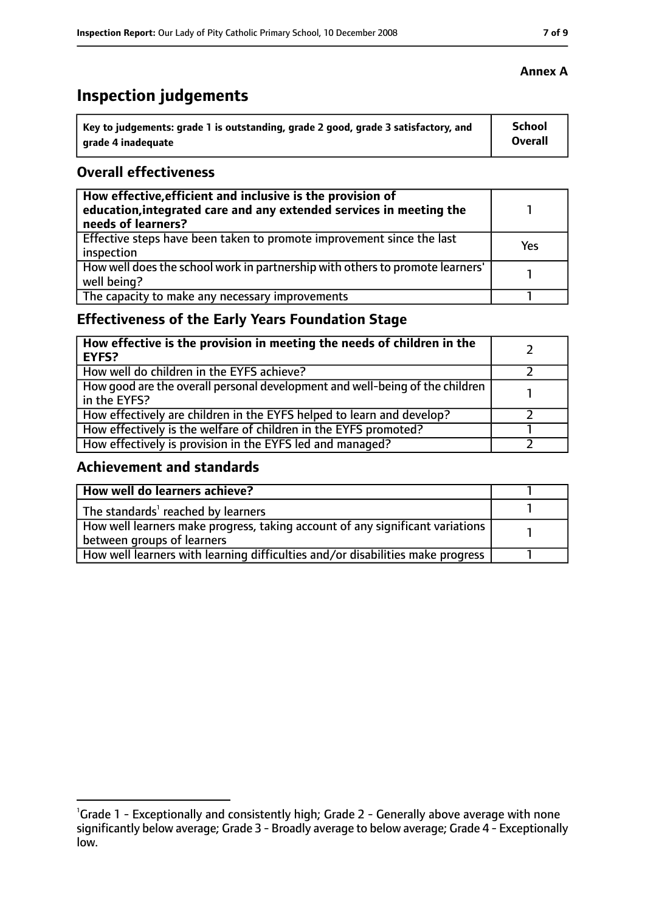**Annex A**

# Inspection judgements

| Key to judgements: grade 1 is outstanding, grade 2 good, grade 3 satisfactory, and grade 4 inadequate | School Overall |
|---|---|

## Overall effectiveness

| | |
|---|---|
| **How effective, efficient and inclusive is the provision of education, integrated care and any extended services in meeting the needs of learners?** | 1 |
| Effective steps have been taken to promote improvement since the last inspection | Yes |
| How well does the school work in partnership with others to promote learners' well being? | 1 |
| The capacity to make any necessary improvements | 1 |

## Effectiveness of the Early Years Foundation Stage

| | |
|---|---|
| **How effective is the provision in meeting the needs of children in the EYFS?** | 2 |
| How well do children in the EYFS achieve? | 2 |
| How good are the overall personal development and well-being of the children in the EYFS? | 1 |
| How effectively are children in the EYFS helped to learn and develop? | 2 |
| How effectively is the welfare of children in the EYFS promoted? | 1 |
| How effectively is provision in the EYFS led and managed? | 2 |

## Achievement and standards

| | |
|---|---|
| **How well do learners achieve?** | 1 |
| The standards[1] reached by learners | 1 |
| How well learners make progress, taking account of any significant variations between groups of learners | 1 |
| How well learners with learning difficulties and/or disabilities make progress | 1 |

[1]Grade 1 - Exceptionally and consistently high; Grade 2 - Generally above average with none significantly below average; Grade 3 - Broadly average to below average; Grade 4 - Exceptionally low.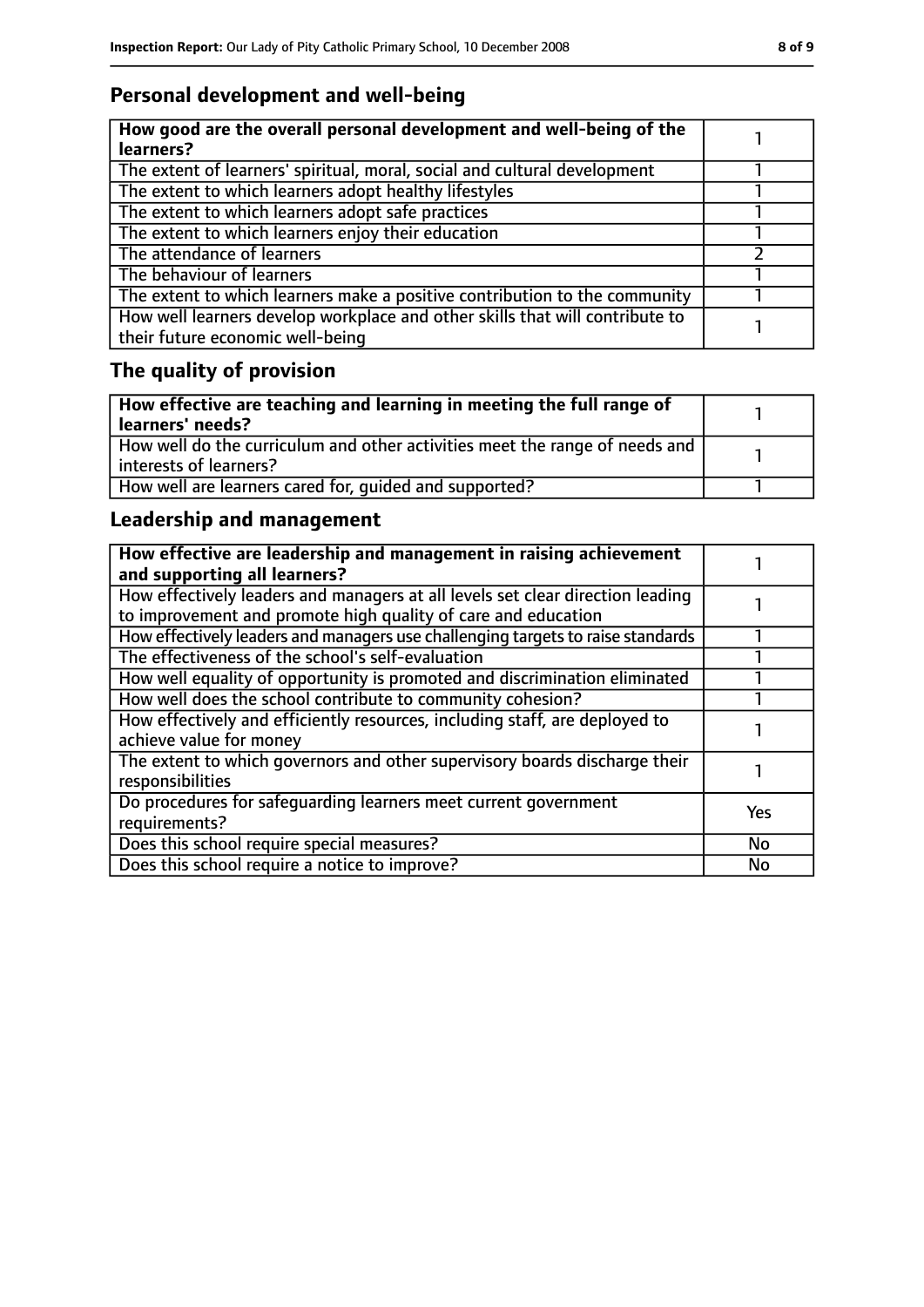## Personal development and well-being

| How good are the overall personal development and well-being of the learners? | 1 |
|---|---|
| The extent of learners' spiritual, moral, social and cultural development | 1 |
| The extent to which learners adopt healthy lifestyles | 1 |
| The extent to which learners adopt safe practices | 1 |
| The extent to which learners enjoy their education | 1 |
| The attendance of learners | 2 |
| The behaviour of learners | 1 |
| The extent to which learners make a positive contribution to the community | 1 |
| How well learners develop workplace and other skills that will contribute to their future economic well-being | 1 |

## The quality of provision

| How effective are teaching and learning in meeting the full range of learners' needs? | 1 |
|---|---|
| How well do the curriculum and other activities meet the range of needs and interests of learners? | 1 |
| How well are learners cared for, guided and supported? | 1 |

## Leadership and management

| How effective are leadership and management in raising achievement and supporting all learners? | 1 |
|---|---|
| How effectively leaders and managers at all levels set clear direction leading to improvement and promote high quality of care and education | 1 |
| How effectively leaders and managers use challenging targets to raise standards | 1 |
| The effectiveness of the school's self-evaluation | 1 |
| How well equality of opportunity is promoted and discrimination eliminated | 1 |
| How well does the school contribute to community cohesion? | 1 |
| How effectively and efficiently resources, including staff, are deployed to achieve value for money | 1 |
| The extent to which governors and other supervisory boards discharge their responsibilities | 1 |
| Do procedures for safeguarding learners meet current government requirements? | Yes |
| Does this school require special measures? | No |
| Does this school require a notice to improve? | No |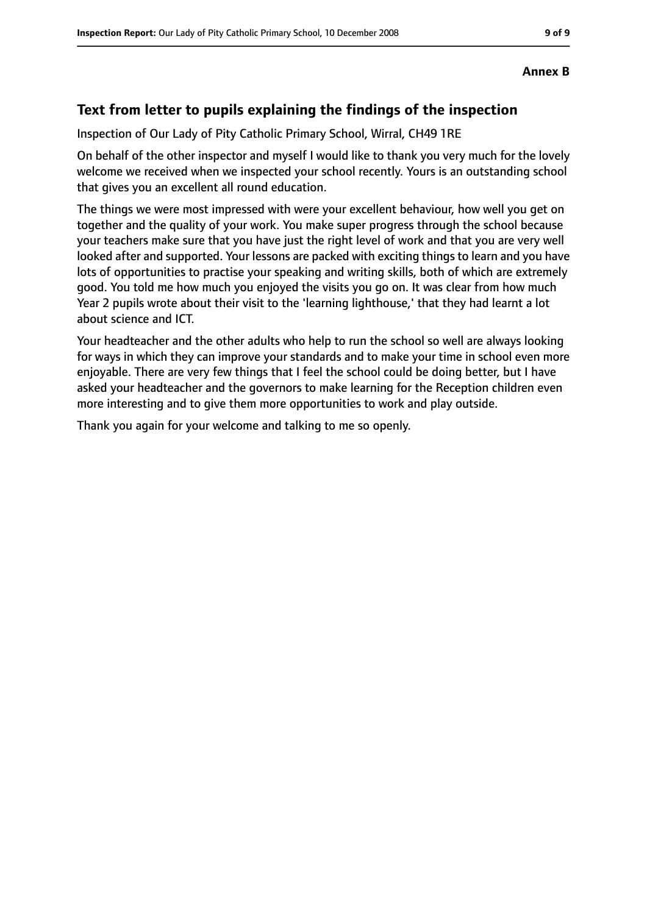**Annex B**

## Text from letter to pupils explaining the findings of the inspection

Inspection of Our Lady of Pity Catholic Primary School, Wirral, CH49 1RE

On behalf of the other inspector and myself I would like to thank you very much for the lovely welcome we received when we inspected your school recently. Yours is an outstanding school that gives you an excellent all round education.

The things we were most impressed with were your excellent behaviour, how well you get on together and the quality of your work. You make super progress through the school because your teachers make sure that you have just the right level of work and that you are very well looked after and supported. Your lessons are packed with exciting things to learn and you have lots of opportunities to practise your speaking and writing skills, both of which are extremely good. You told me how much you enjoyed the visits you go on. It was clear from how much Year 2 pupils wrote about their visit to the 'learning lighthouse,' that they had learnt a lot about science and ICT.

Your headteacher and the other adults who help to run the school so well are always looking for ways in which they can improve your standards and to make your time in school even more enjoyable. There are very few things that I feel the school could be doing better, but I have asked your headteacher and the governors to make learning for the Reception children even more interesting and to give them more opportunities to work and play outside.

Thank you again for your welcome and talking to me so openly.